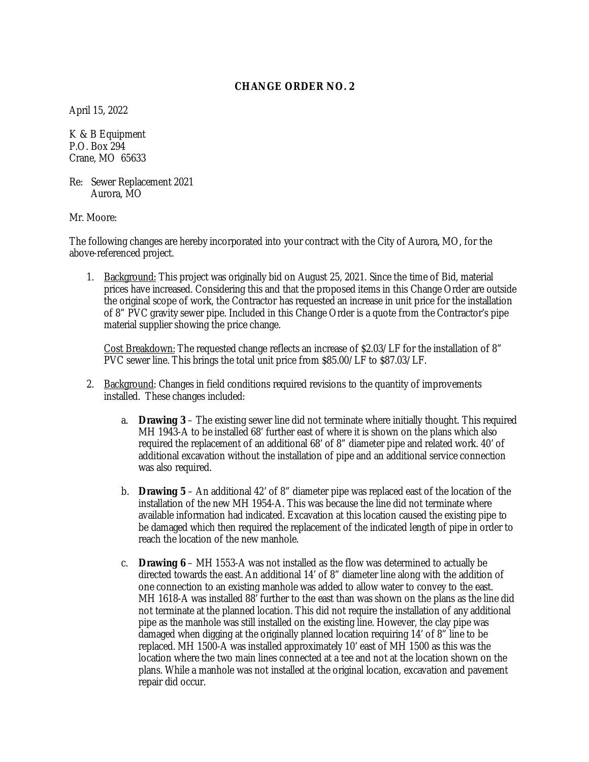**CHANGE ORDER NO. 2**

April 15, 2022

K & B Equipment
P.O. Box 294
Crane, MO 65633

Re: Sewer Replacement 2021
Aurora, MO

Mr. Moore:

The following changes are hereby incorporated into your contract with the City of Aurora, MO, for the above-referenced project.

1. Background: This project was originally bid on August 25, 2021. Since the time of Bid, material prices have increased. Considering this and that the proposed items in this Change Order are outside the original scope of work, the Contractor has requested an increase in unit price for the installation of 8" PVC gravity sewer pipe. Included in this Change Order is a quote from the Contractor's pipe material supplier showing the price change.

   Cost Breakdown: The requested change reflects an increase of $2.03/LF for the installation of 8" PVC sewer line. This brings the total unit price from $85.00/LF to $87.03/LF.

2. Background: Changes in field conditions required revisions to the quantity of improvements installed. These changes included:

   a. **Drawing 3** – The existing sewer line did not terminate where initially thought. This required MH 1943-A to be installed 68' further east of where it is shown on the plans which also required the replacement of an additional 68' of 8" diameter pipe and related work. 40' of additional excavation without the installation of pipe and an additional service connection was also required.

   b. **Drawing 5** – An additional 42' of 8" diameter pipe was replaced east of the location of the installation of the new MH 1954-A. This was because the line did not terminate where available information had indicated. Excavation at this location caused the existing pipe to be damaged which then required the replacement of the indicated length of pipe in order to reach the location of the new manhole.

   c. **Drawing 6** – MH 1553-A was not installed as the flow was determined to actually be directed towards the east. An additional 14' of 8" diameter line along with the addition of one connection to an existing manhole was added to allow water to convey to the east. MH 1618-A was installed 88' further to the east than was shown on the plans as the line did not terminate at the planned location. This did not require the installation of any additional pipe as the manhole was still installed on the existing line. However, the clay pipe was damaged when digging at the originally planned location requiring 14' of 8" line to be replaced. MH 1500-A was installed approximately 10' east of MH 1500 as this was the location where the two main lines connected at a tee and not at the location shown on the plans. While a manhole was not installed at the original location, excavation and pavement repair did occur.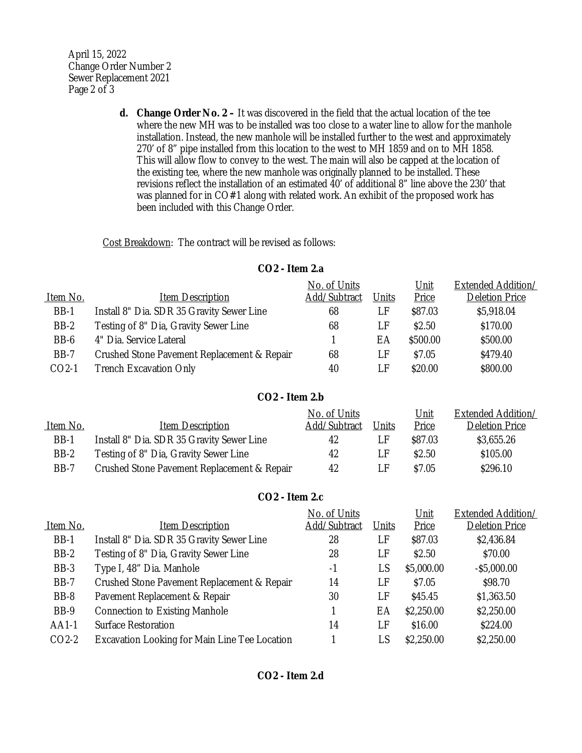April 15, 2022
Change Order Number 2
Sewer Replacement 2021

**d. Change Order No. 2 –** It was discovered in the field that the actual location of the tee where the new MH was to be installed was too close to a water line to allow for the manhole installation. Instead, the new manhole will be installed further to the west and approximately 270' of 8" pipe installed from this location to the west to MH 1859 and on to MH 1858. This will allow flow to convey to the west. The main will also be capped at the location of the existing tee, where the new manhole was originally planned to be installed. These revisions reflect the installation of an estimated 40' of additional 8" line above the 230' that was planned for in CO#1 along with related work. An exhibit of the proposed work has been included with this Change Order.

Cost Breakdown: The contract will be revised as follows:

**CO2 - Item 2.a**

| Item No. | Item Description | No. of Units Add/Subtract | Units | Unit Price | Extended Addition/ Deletion Price |
|---|---|---|---|---|---|
| BB-1 | Install 8" Dia. SDR 35 Gravity Sewer Line | 68 | LF | $87.03 | $5,918.04 |
| BB-2 | Testing of 8" Dia, Gravity Sewer Line | 68 | LF | $2.50 | $170.00 |
| BB-6 | 4" Dia. Service Lateral | 1 | EA | $500.00 | $500.00 |
| BB-7 | Crushed Stone Pavement Replacement & Repair | 68 | LF | $7.05 | $479.40 |
| CO2-1 | Trench Excavation Only | 40 | LF | $20.00 | $800.00 |

**CO2 - Item 2.b**

| Item No. | Item Description | No. of Units Add/Subtract | Units | Unit Price | Extended Addition/ Deletion Price |
|---|---|---|---|---|---|
| BB-1 | Install 8" Dia. SDR 35 Gravity Sewer Line | 42 | LF | $87.03 | $3,655.26 |
| BB-2 | Testing of 8" Dia, Gravity Sewer Line | 42 | LF | $2.50 | $105.00 |
| BB-7 | Crushed Stone Pavement Replacement & Repair | 42 | LF | $7.05 | $296.10 |

**CO2 - Item 2.c**

| Item No. | Item Description | No. of Units Add/Subtract | Units | Unit Price | Extended Addition/ Deletion Price |
|---|---|---|---|---|---|
| BB-1 | Install 8" Dia. SDR 35 Gravity Sewer Line | 28 | LF | $87.03 | $2,436.84 |
| BB-2 | Testing of 8" Dia, Gravity Sewer Line | 28 | LF | $2.50 | $70.00 |
| BB-3 | Type I, 48" Dia. Manhole | -1 | LS | $5,000.00 | -$5,000.00 |
| BB-7 | Crushed Stone Pavement Replacement & Repair | 14 | LF | $7.05 | $98.70 |
| BB-8 | Pavement Replacement & Repair | 30 | LF | $45.45 | $1,363.50 |
| BB-9 | Connection to Existing Manhole | 1 | EA | $2,250.00 | $2,250.00 |
| AA1-1 | Surface Restoration | 14 | LF | $16.00 | $224.00 |
| CO2-2 | Excavation Looking for Main Line Tee Location | 1 | LS | $2,250.00 | $2,250.00 |

**CO2 - Item 2.d**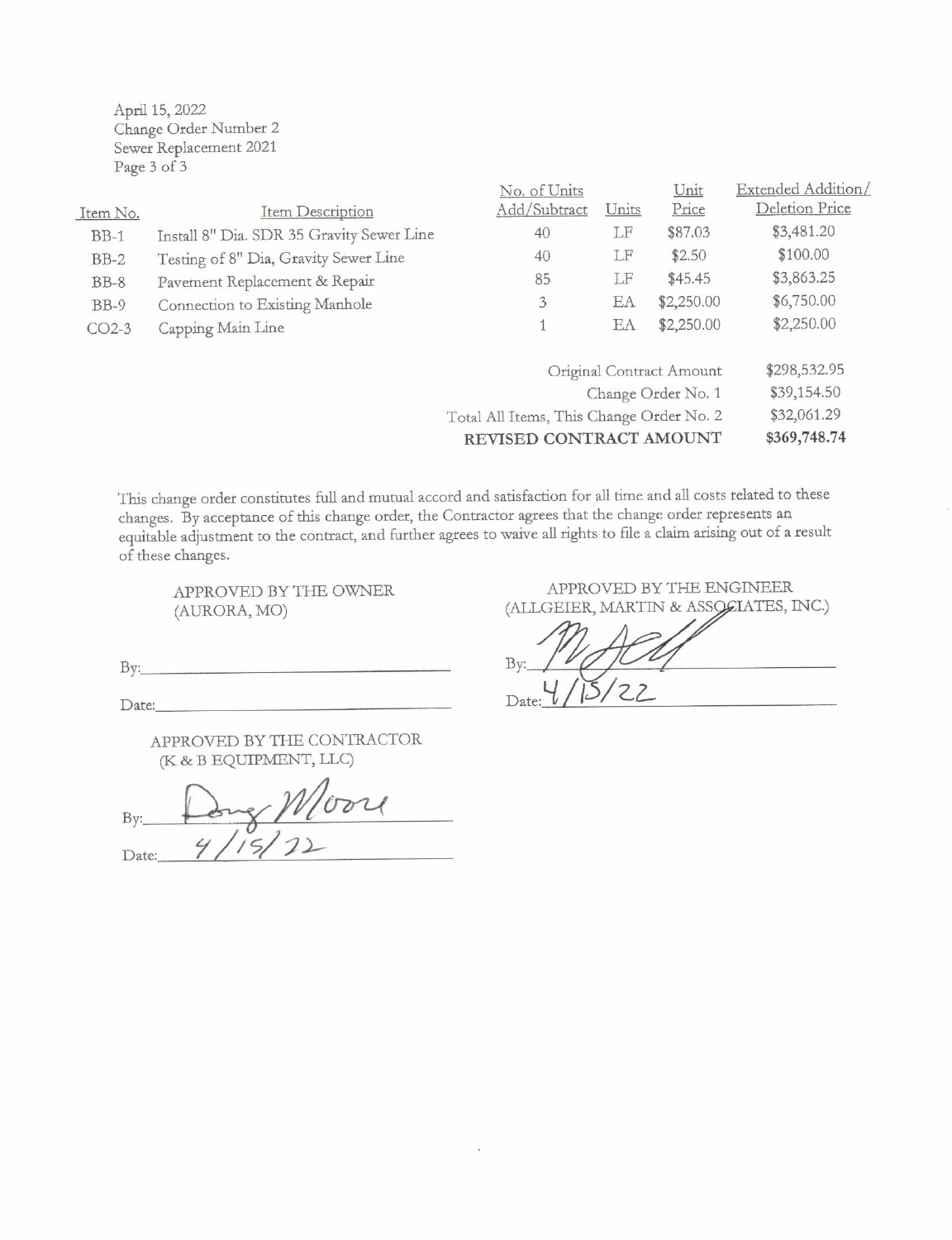April 15, 2022
Change Order Number 2
Sewer Replacement 2021
Page 3 of 3

| Item No. | Item Description | No. of Units Add/Subtract | Units | Unit Price | Extended Addition/ Deletion Price |
|---|---|---|---|---|---|
| BB-1 | Install 8" Dia. SDR 35 Gravity Sewer Line | 40 | LF | $87.03 | $3,481.20 |
| BB-2 | Testing of 8" Dia, Gravity Sewer Line | 40 | LF | $2.50 | $100.00 |
| BB-8 | Pavement Replacement & Repair | 85 | LF | $45.45 | $3,863.25 |
| BB-9 | Connection to Existing Manhole | 3 | EA | $2,250.00 | $6,750.00 |
| CO2-3 | Capping Main Line | 1 | EA | $2,250.00 | $2,250.00 |

| | |
|---|---|
| Original Contract Amount | $298,532.95 |
| Change Order No. 1 | $39,154.50 |
| Total All Items, This Change Order No. 2 | $32,061.29 |
| **REVISED CONTRACT AMOUNT** | **$369,748.74** |

This change order constitutes full and mutual accord and satisfaction for all time and all costs related to these changes. By acceptance of this change order, the Contractor agrees that the change order represents an equitable adjustment to the contract, and further agrees to waive all rights to file a claim arising out of a result of these changes.

APPROVED BY THE OWNER
(AURORA, MO)

By:\_\_\_\_\_\_\_\_\_\_\_\_\_\_\_\_\_\_\_\_

Date:\_\_\_\_\_\_\_\_\_\_\_\_\_\_\_\_\_\_\_\_

APPROVED BY THE ENGINEER
(ALLGEIER, MARTIN & ASSOCIATES, INC.)

By: [signature]

Date: 4/15/22

APPROVED BY THE CONTRACTOR
(K & B EQUIPMENT, LLC)

By: Doug Moore

Date: 4/15/22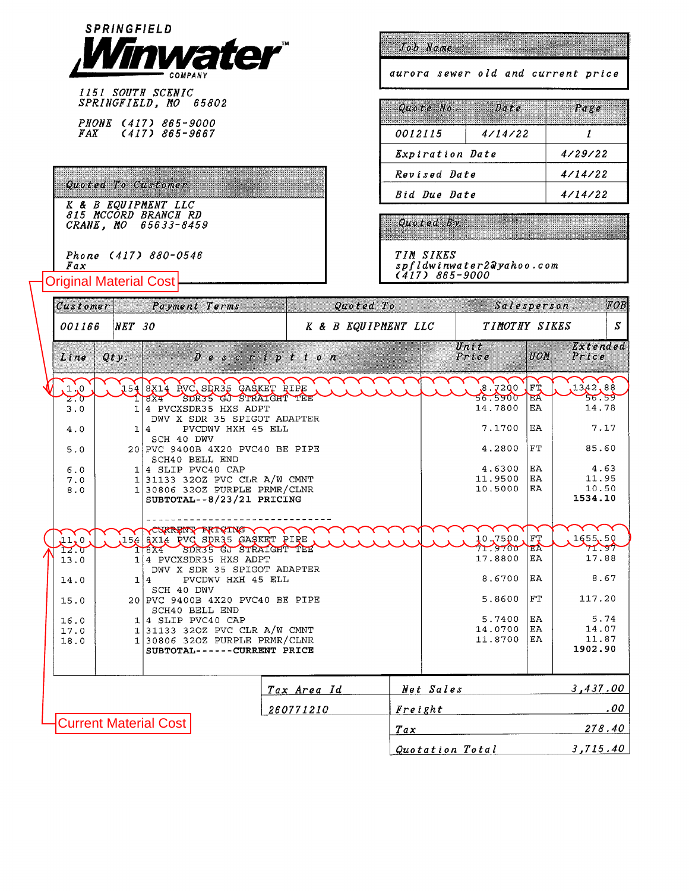**SPRINGFIELD Winwater COMPANY**

1151 SOUTH SCENIC
SPRINGFIELD, MO 65802

PHONE (417) 865-9000
FAX (417) 865-9667

| Job Name |
|---|
| aurora sewer old and current price |

| Quote No. | Date | Page |
|---|---|---|
| 0012115 | 4/14/22 | 1 |
| Expiration Date | | 4/29/22 |
| Revised Date | | 4/14/22 |
| Bid Due Date | | 4/14/22 |

**Quoted To Customer**

K & B EQUIPMENT LLC
815 MCCORD BRANCH RD
CRANE, MO 65633-8459

Phone (417) 880-0546
Fax

**Quoted By**

TIM SIKES
spfldwinwater2@yahoo.com
(417) 865-9000

Original Material Cost

| Customer | Payment Terms | Quoted To | Salesperson | FOB |
|---|---|---|---|---|
| 001166 | NET 30 | K & B EQUIPMENT LLC | TIMOTHY SIKES | S |

| Line | Qty. | Description | Unit Price | UOM | Extended Price |
|---|---|---|---|---|---|
| 1.0 | 154 | 8X14 PVC SDR35 GASKET PIPE | 8.7200 | FT | 1342.88 |
| 2.0 | 1 | 8X4 SDR35 GJ STRAIGHT TEE | 56.5900 | EA | 56.59 |
| 3.0 | 1 | 4 PVCXSDR35 HXS ADPT DWV X SDR 35 SPIGOT ADAPTER | 14.7800 | EA | 14.78 |
| 4.0 | 1 | 4 PVCDWV HXH 45 ELL SCH 40 DWV | 7.1700 | EA | 7.17 |
| 5.0 | 20 | PVC 9400B 4X20 PVC40 BE PIPE SCH40 BELL END | 4.2800 | FT | 85.60 |
| 6.0 | 1 | 4 SLIP PVC40 CAP | 4.6300 | EA | 4.63 |
| 7.0 | 1 | 31133 32OZ PVC CLR A/W CMNT | 11.9500 | EA | 11.95 |
| 8.0 | 1 | 30806 32OZ PURPLE PRMR/CLNR | 10.5000 | EA | 10.50 |
| | | **SUBTOTAL--8/23/21 PRICING** | | | **1534.10** |
| | | CURRENT PRICING | | | |
| 11.0 | 154 | 8X14 PVC SDR35 GASKET PIPE | 10.7500 | FT | 1655.50 |
| 12.0 | 1 | 8X4 SDR35 GJ STRAIGHT TEE | 71.9700 | EA | 71.97 |
| 13.0 | 1 | 4 PVCXSDR35 HXS ADPT DWV X SDR 35 SPIGOT ADAPTER | 17.8800 | EA | 17.88 |
| 14.0 | 1 | 4 PVCDWV HXH 45 ELL SCH 40 DWV | 8.6700 | EA | 8.67 |
| 15.0 | 20 | PVC 9400B 4X20 PVC40 BE PIPE SCH40 BELL END | 5.8600 | FT | 117.20 |
| 16.0 | 1 | 4 SLIP PVC40 CAP | 5.7400 | EA | 5.74 |
| 17.0 | 1 | 31133 32OZ PVC CLR A/W CMNT | 14.0700 | EA | 14.07 |
| 18.0 | 1 | 30806 32OZ PURPLE PRMR/CLNR | 11.8700 | EA | 11.87 |
| | | **SUBTOTAL------CURRENT PRICE** | | | **1902.90** |

Current Material Cost

| Tax Area Id | | |
|---|---|---|
| 260771210 | Net Sales | 3,437.00 |
| | Freight | .00 |
| | Tax | 278.40 |
| | Quotation Total | 3,715.40 |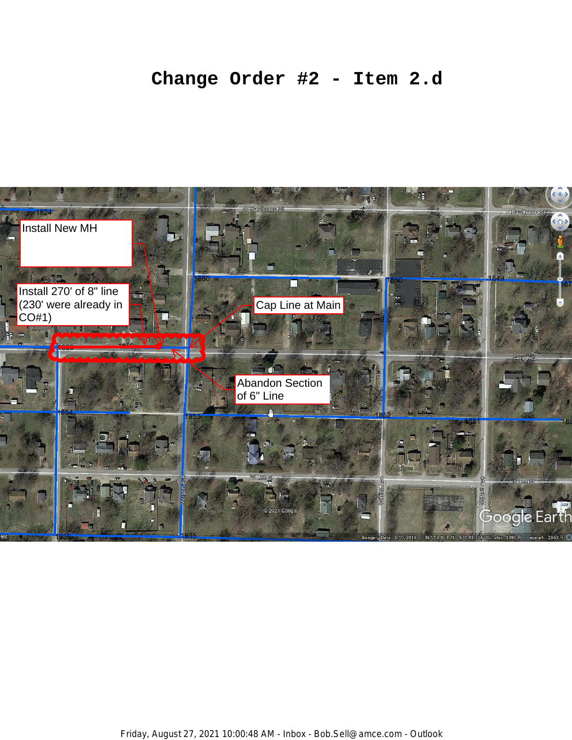# Change Order #2 - Item 2.d

Install New MH

Install 270' of 8" line (230' were already in CO#1)

Cap Line at Main

Abandon Section of 6" Line

W Hawthorne St

E Hawthorne St

E High St

W Lee St

E Lee St

Morgan Ave

Wilson Ave

McNeil Ave

1824

1860

1850

1849

1853

1852

1851

1854

1836

1835

© 2021 Google

Google Earth

Imagery Date: 3/15/2019 36° 59.003' N 93° 43.316' W elev 1390 ft eye alt 2963 ft